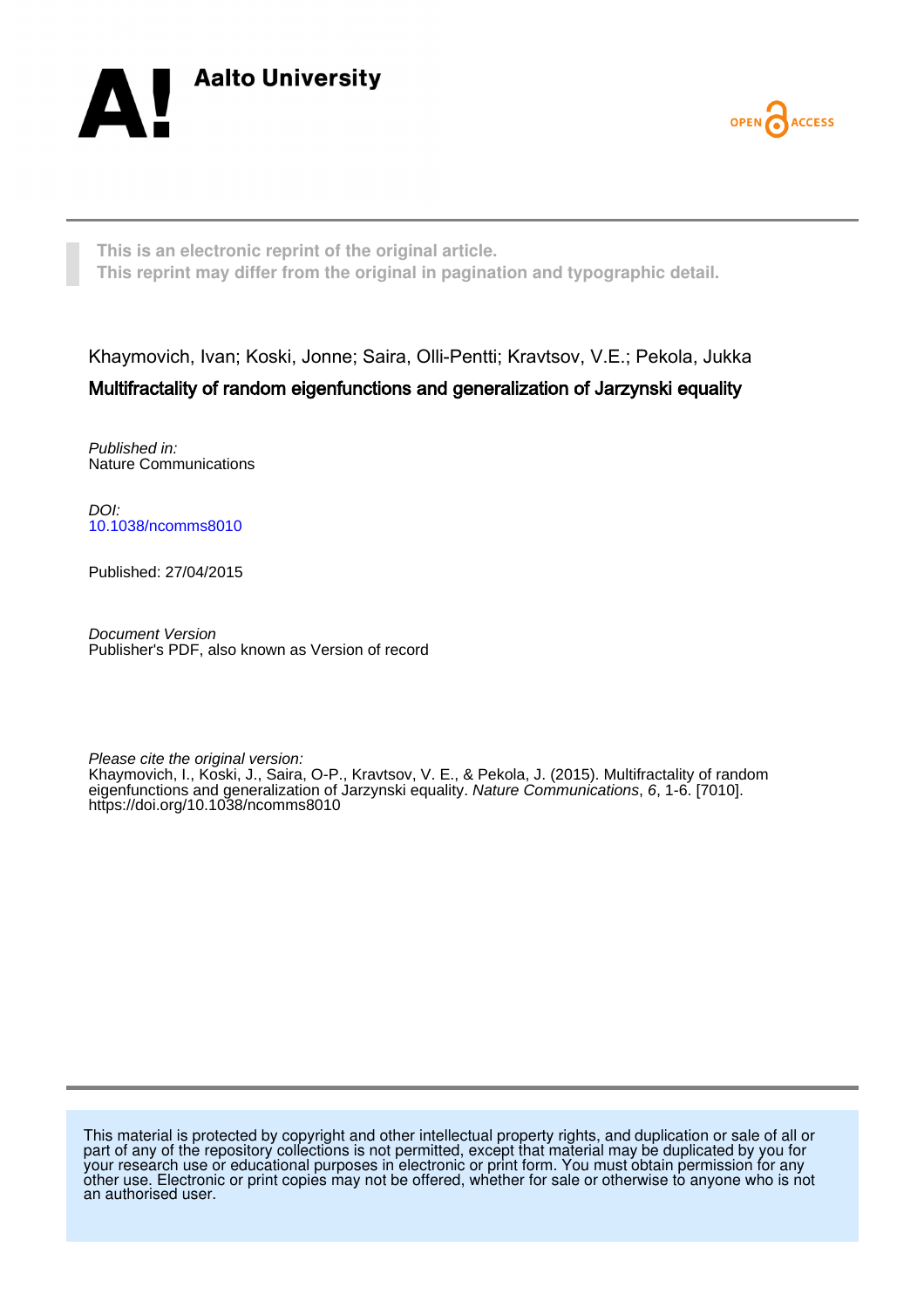Aalto University

OPEN ACCESS

This is an electronic reprint of the original article.
This reprint may differ from the original in pagination and typographic detail.

Khaymovich, Ivan; Koski, Jonne; Saira, Olli-Pentti; Kravtsov, V.E.; Pekola, Jukka

**Multifractality of random eigenfunctions and generalization of Jarzynski equality**

*Published in:*
Nature Communications

*DOI:*
10.1038/ncomms8010

Published: 27/04/2015

*Document Version*
Publisher's PDF, also known as Version of record

*Please cite the original version:*
Khaymovich, I., Koski, J., Saira, O-P., Kravtsov, V. E., & Pekola, J. (2015). Multifractality of random eigenfunctions and generalization of Jarzynski equality. *Nature Communications*, *6*, 1-6. [7010]. https://doi.org/10.1038/ncomms8010

This material is protected by copyright and other intellectual property rights, and duplication or sale of all or part of any of the repository collections is not permitted, except that material may be duplicated by you for your research use or educational purposes in electronic or print form. You must obtain permission for any other use. Electronic or print copies may not be offered, whether for sale or otherwise to anyone who is not an authorised user.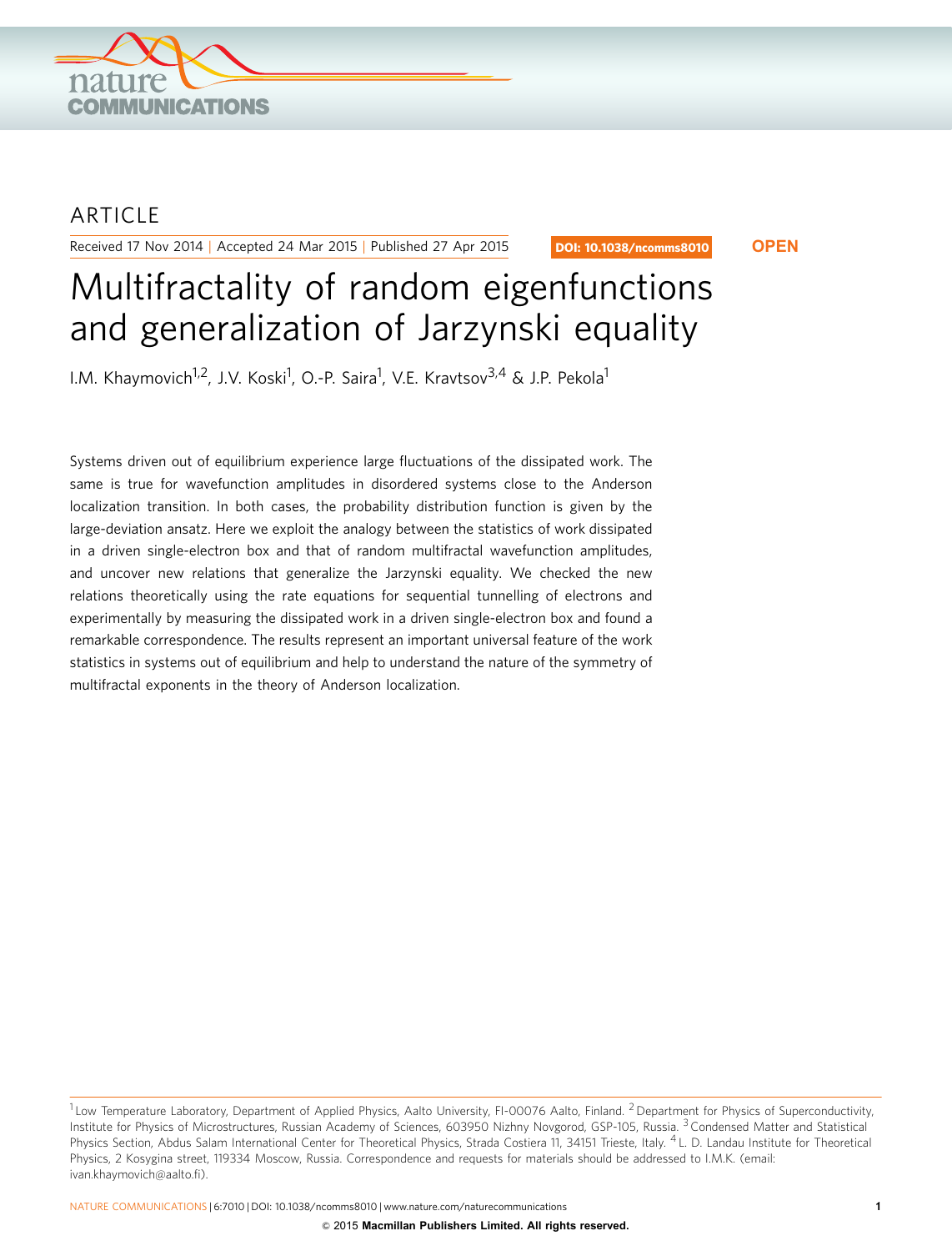ARTICLE

Received 17 Nov 2014 | Accepted 24 Mar 2015 | Published 27 Apr 2015

DOI: 10.1038/ncomms8010

OPEN

# Multifractality of random eigenfunctions and generalization of Jarzynski equality

I.M. Khaymovich[1,2], J.V. Koski[1], O.-P. Saira[1], V.E. Kravtsov[3,4] & J.P. Pekola[1]

Systems driven out of equilibrium experience large fluctuations of the dissipated work. The same is true for wavefunction amplitudes in disordered systems close to the Anderson localization transition. In both cases, the probability distribution function is given by the large-deviation ansatz. Here we exploit the analogy between the statistics of work dissipated in a driven single-electron box and that of random multifractal wavefunction amplitudes, and uncover new relations that generalize the Jarzynski equality. We checked the new relations theoretically using the rate equations for sequential tunnelling of electrons and experimentally by measuring the dissipated work in a driven single-electron box and found a remarkable correspondence. The results represent an important universal feature of the work statistics in systems out of equilibrium and help to understand the nature of the symmetry of multifractal exponents in the theory of Anderson localization.

[1] Low Temperature Laboratory, Department of Applied Physics, Aalto University, FI-00076 Aalto, Finland. [2] Department for Physics of Superconductivity, Institute for Physics of Microstructures, Russian Academy of Sciences, 603950 Nizhny Novgorod, GSP-105, Russia. [3] Condensed Matter and Statistical Physics Section, Abdus Salam International Center for Theoretical Physics, Strada Costiera 11, 34151 Trieste, Italy. [4] L. D. Landau Institute for Theoretical Physics, 2 Kosygina street, 119334 Moscow, Russia. Correspondence and requests for materials should be addressed to I.M.K. (email: ivan.khaymovich@aalto.fi).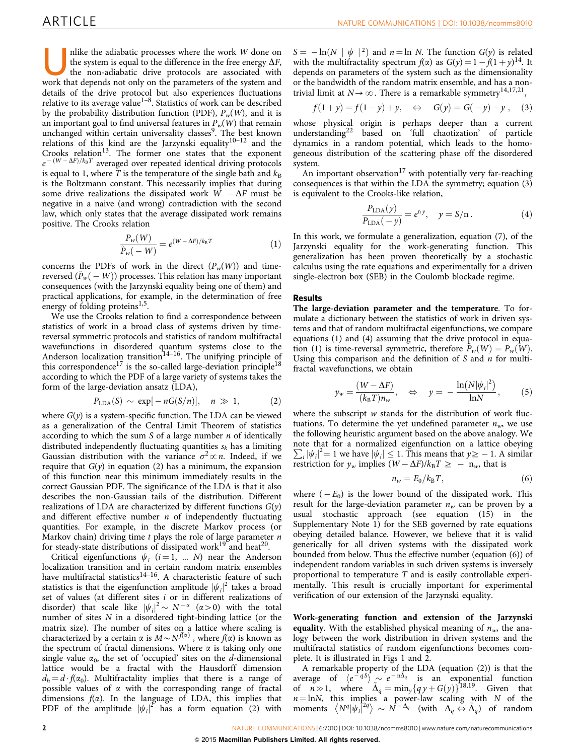Unlike the adiabatic processes where the work $W$ done on the system is equal to the difference in the free energy $\Delta F$, the non-adiabatic drive protocols are associated with work that depends not only on the parameters of the system and details of the drive protocol but also experiences fluctuations relative to its average value[1–8]. Statistics of work can be described by the probability distribution function (PDF), $P_w(W)$, and it is an important goal to find universal features in $P_w(W)$ that remain unchanged within certain universality classes[9]. The best known relations of this kind are the Jarzynski equality[10–12] and the Crooks relation[13]. The former one states that the exponent $e^{-(W-\Delta F)/k_B T}$ averaged over repeated identical driving protocols is equal to 1, where $T$ is the temperature of the single bath and $k_B$ is the Boltzmann constant. This necessarily implies that during some drive realizations the dissipated work $W - \Delta F$ must be negative in a naive (and wrong) contradiction with the second law, which only states that the average dissipated work remains positive. The Crooks relation

$$\frac{P_w(W)}{\tilde{P}_w(-W)} = e^{(W-\Delta F)/k_B T} \tag{1}$$

concerns the PDFs of work in the direct ($P_w(W)$) and time-reversed ($\tilde{P}_w(-W)$) processes. This relation has many important consequences (with the Jarzynski equality being one of them) and practical applications, for example, in the determination of free energy of folding proteins[1,5].

We use the Crooks relation to find a correspondence between statistics of work in a broad class of systems driven by time-reversal symmetric protocols and statistics of random multifractal wavefunctions in disordered quantum systems close to the Anderson localization transition[14–16]. The unifying principle of this correspondence[17] is the so-called large-deviation principle[18] according to which the PDF of a large variety of systems takes the form of the large-deviation ansatz (LDA),

$$P_{\rm LDA}(S) \sim \exp[-nG(S/n)], \quad n \gg 1, \tag{2}$$

where $G(y)$ is a system-specific function. The LDA can be viewed as a generalization of the Central Limit Theorem of statistics according to which the sum $S$ of a large number $n$ of identically distributed independently fluctuating quantities $s_k$ has a limiting Gaussian distribution with the variance $\sigma^2 \propto n$. Indeed, if we require that $G(y)$ in equation (2) has a minimum, the expansion of this function near this minimum immediately results in the correct Gaussian PDF. The significance of the LDA is that it also describes the non-Gaussian tails of the distribution. Different realizations of LDA are characterized by different functions $G(y)$ and different effective number $n$ of independently fluctuating quantities. For example, in the discrete Markov process (or Markov chain) driving time $t$ plays the role of large parameter $n$ for steady-state distributions of dissipated work[19] and heat[20].

Critical eigenfunctions $\psi_i$ ($i = 1, \ldots N$) near the Anderson localization transition and in certain random matrix ensembles have multifractal statistics[14–16]. A characteristic feature of such statistics is that the eigenfunction amplitude $|\psi_i|^2$ takes a broad set of values (at different sites $i$ or in different realizations of disorder) that scale like $|\psi_i|^2 \sim N^{-\alpha}$ ($\alpha > 0$) with the total number of sites $N$ in a disordered tight-binding lattice (or the matrix size). The number of sites on a lattice where scaling is characterized by a certain $\alpha$ is $M \sim N^{f(\alpha)}$, where $f(\alpha)$ is known as the spectrum of fractal dimensions. Where $\alpha$ is taking only one single value $\alpha_0$, the set of 'occupied' sites on the $d$-dimensional lattice would be a fractal with the Hausdorff dimension $d_h = d \cdot f(\alpha_0)$. Multifractality implies that there is a range of possible values of $\alpha$ with the corresponding range of fractal dimensions $f(\alpha)$. In the language of LDA, this implies that PDF of the amplitude $|\psi_i|^2$ has a form equation (2) with $S = -\ln(N|\psi|^2)$ and $n = \ln N$. The function $G(y)$ is related with the multifractality spectrum $f(\alpha)$ as $G(y) = 1 - f(1+y)$[14]. It depends on parameters of the system such as the dimensionality or the bandwidth of the random matrix ensemble, and has a non-trivial limit at $N \to \infty$. There is a remarkable symmetry[14,17,21],

$$f(1+y) = f(1-y) + y, \quad \Leftrightarrow \quad G(y) = G(-y) - y\,, \tag{3}$$

whose physical origin is perhaps deeper than a current understanding[22] based on 'full chaotization' of particle dynamics in a random potential, which leads to the homogeneous distribution of the scattering phase off the disordered system.

An important observation[17] with potentially very far-reaching consequences is that within the LDA the symmetry; equation (3) is equivalent to the Crooks-like relation,

$$\frac{P_{\rm LDA}(y)}{P_{\rm LDA}(-y)} = e^{ny}, \quad y = S/n\,. \tag{4}$$

In this work, we formulate a generalization, equation (7), of the Jarzynski equality for the work-generating function. This generalization has been proven theoretically by a stochastic calculus using the rate equations and experimentally for a driven single-electron box (SEB) in the Coulomb blockade regime.

## Results

**The large-deviation parameter and the temperature**. To formulate a dictionary between the statistics of work in driven systems and that of random multifractal eigenfunctions, we compare equations (1) and (4) assuming that the drive protocol in equation (1) is time-reversal symmetric, therefore $\tilde{P}_w(W) = P_w(W)$. Using this comparison and the definition of $S$ and $n$ for multifractal wavefunctions, we obtain

$$y_w = \frac{(W - \Delta F)}{(k_B T) n_w}, \quad \Leftrightarrow \quad y = -\frac{\ln(N|\psi_i|^2)}{\ln N}, \tag{5}$$

where the subscript $w$ stands for the distribution of work fluctuations. To determine the yet undefined parameter $n_w$, we use the following heuristic argument based on the above analogy. We note that for a normalized eigenfunction on a lattice obeying $\sum_i |\psi_i|^2 = 1$ we have $|\psi_i| \le 1$. This means that $y \ge -1$. A similar restriction for $y_w$ implies $(W - \Delta F)/k_B T \ge -n_w$, that is

$$n_w = E_0/k_B T, \tag{6}$$

where $(-E_0)$ is the lower bound of the dissipated work. This result for the large-deviation parameter $n_w$ can be proven by a usual stochastic approach (see equation (15) in the Supplementary Note 1) for the SEB governed by rate equations obeying detailed balance. However, we believe that it is valid generically for all driven systems with the dissipated work bounded from below. Thus the effective number (equation (6)) of independent random variables in such driven systems is inversely proportional to temperature $T$ and is easily controllable experimentally. This result is crucially important for experimental verification of our extension of the Jarzynski equality.

**Work-generating function and extension of the Jarzynski equality**. With the established physical meaning of $n_w$, the analogy between the work distribution in driven systems and the multifractal statistics of random eigenfunctions becomes complete. It is illustrated in Figs 1 and 2.

A remarkable property of the LDA (equation (2)) is that the average of $\langle e^{-qS} \rangle \sim e^{-n\tilde{\Delta}_q}$ is an exponential function of $n \gg 1$, where $\tilde{\Delta}_q = \min_y\{qy + G(y)\}$[18,19]. Given that $n = \ln N$, this implies a power-law scaling with $N$ of the moments $\langle N^q |\psi_i|^{2q} \rangle \sim N^{-\Delta_q}$ (with $\Delta_q \Leftrightarrow \tilde{\Delta}_q$) of random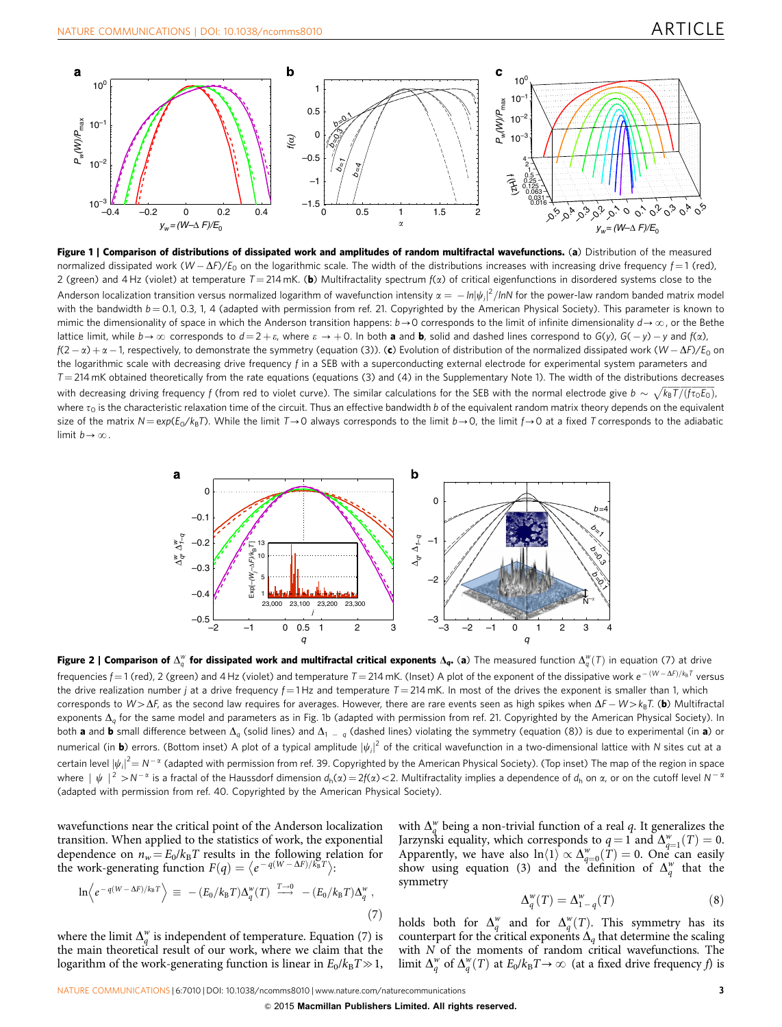**Figure 1 | Comparison of distributions of dissipated work and amplitudes of random multifractal wavefunctions.** (**a**) Distribution of the measured normalized dissipated work $(W-\Delta F)/E_0$ on the logarithmic scale. The width of the distributions increases with increasing drive frequency $f=1$ (red), 2 (green) and 4 Hz (violet) at temperature $T=214$ mK. (**b**) Multifractality spectrum $f(\alpha)$ of critical eigenfunctions in disordered systems close to the Anderson localization transition versus normalized logarithm of wavefunction intensity $\alpha = -\ln|\psi_i|^2/\ln N$ for the power-law random banded matrix model with the bandwidth $b=0.1$, 0.3, 1, 4 (adapted with permission from ref. 21. Copyrighted by the American Physical Society). This parameter is known to mimic the dimensionality of space in which the Anderson transition happens: $b\to 0$ corresponds to the limit of infinite dimensionality $d\to\infty$, or the Bethe lattice limit, while $b\to\infty$ corresponds to $d=2+\varepsilon$, where $\varepsilon\to+0$. In both **a** and **b**, solid and dashed lines correspond to $G(y)$, $G(-y)-y$ and $f(\alpha)$, $f(2-\alpha)+\alpha-1$, respectively, to demonstrate the symmetry (equation (3)). (**c**) Evolution of distribution of the normalized dissipated work $(W-\Delta F)/E_0$ on the logarithmic scale with decreasing drive frequency $f$ in a SEB with a superconducting external electrode for experimental system parameters and $T=214$ mK obtained theoretically from the rate equations (equations (3) and (4) in the Supplementary Note 1). The width of the distributions decreases with decreasing driving frequency $f$ (from red to violet curve). The similar calculations for the SEB with the normal electrode give $b\sim\sqrt{k_BT/(f\tau_0 E_0)}$, where $\tau_0$ is the characteristic relaxation time of the circuit. Thus an effective bandwidth $b$ of the equivalent random matrix theory depends on the equivalent size of the matrix $N=\exp(E_0/k_BT)$. While the limit $T\to 0$ always corresponds to the limit $b\to 0$, the limit $f\to 0$ at a fixed $T$ corresponds to the adiabatic limit $b\to\infty$.

**Figure 2 | Comparison of $\Delta_q^w$ for dissipated work and multifractal critical exponents $\Delta_q$.** (**a**) The measured function $\Delta_q^w(T)$ in equation (7) at drive frequencies $f=1$ (red), 2 (green) and 4 Hz (violet) and temperature $T=214$ mK. (Inset) A plot of the exponent of the dissipative work $e^{-(W-\Delta F)/k_BT}$ versus the drive realization number $j$ at a drive frequency $f=1$ Hz and temperature $T=214$ mK. In most of the drives the exponent is smaller than 1, which corresponds to $W>\Delta F$, as the second law requires for averages. However, there are rare events seen as high spikes when $\Delta F-W>k_BT$. (**b**) Multifractal exponents $\Delta_q$ for the same model and parameters as in Fig. 1b (adapted with permission from ref. 21. Copyrighted by the American Physical Society). In both **a** and **b** small difference between $\Delta_q$ (solid lines) and $\Delta_{1-q}$ (dashed lines) violating the symmetry (equation (8)) is due to experimental (in **a**) or numerical (in **b**) errors. (Bottom inset) A plot of a typical amplitude $|\psi_i|^2$ of the critical wavefunction in a two-dimensional lattice with $N$ sites cut at a certain level $|\psi_i|^2=N^{-\alpha}$ (adapted with permission from ref. 39. Copyrighted by the American Physical Society). (Top inset) The map of the region in space where $|\psi|^2>N^{-\alpha}$ is a fractal of the Haussdorf dimension $d_h(\alpha)=2f(\alpha)<2$. Multifractality implies a dependence of $d_h$ on $\alpha$, or on the cutoff level $N^{-\alpha}$ (adapted with permission from ref. 40. Copyrighted by the American Physical Society).

wavefunctions near the critical point of the Anderson localization transition. When applied to the statistics of work, the exponential dependence on $n_w=E_0/k_BT$ results in the following relation for the work-generating function $F(q)=\left\langle e^{-q(W-\Delta F)/k_BT}\right\rangle$:

$$\ln\left\langle e^{-q(W-\Delta F)/k_BT}\right\rangle \equiv -(E_0/k_BT)\Delta_q^w(T) \xrightarrow{T\to 0} -(E_0/k_BT)\Delta_q^w, \tag{7}$$

where the limit $\Delta_q^w$ is independent of temperature. Equation (7) is the main theoretical result of our work, where we claim that the logarithm of the work-generating function is linear in $E_0/k_BT\gg 1$, with $\Delta_q^w$ being a non-trivial function of a real $q$. It generalizes the Jarzynski equality, which corresponds to $q=1$ and $\Delta_{q=1}^w(T)=0$. Apparently, we have also $\ln\langle 1\rangle \propto \Delta_{q=0}^w(T)=0$. One can easily show using equation (3) and the definition of $\Delta_q^w$ that the symmetry

$$\Delta_q^w(T)=\Delta_{1-q}^w(T) \tag{8}$$

holds both for $\Delta_q^w$ and for $\Delta_q^w(T)$. This symmetry has its counterpart for the critical exponents $\Delta_q$ that determine the scaling with $N$ of the moments of random critical wavefunctions. The limit $\Delta_q^w$ of $\Delta_q^w(T)$ at $E_0/k_BT\to\infty$ (at a fixed drive frequency $f$) is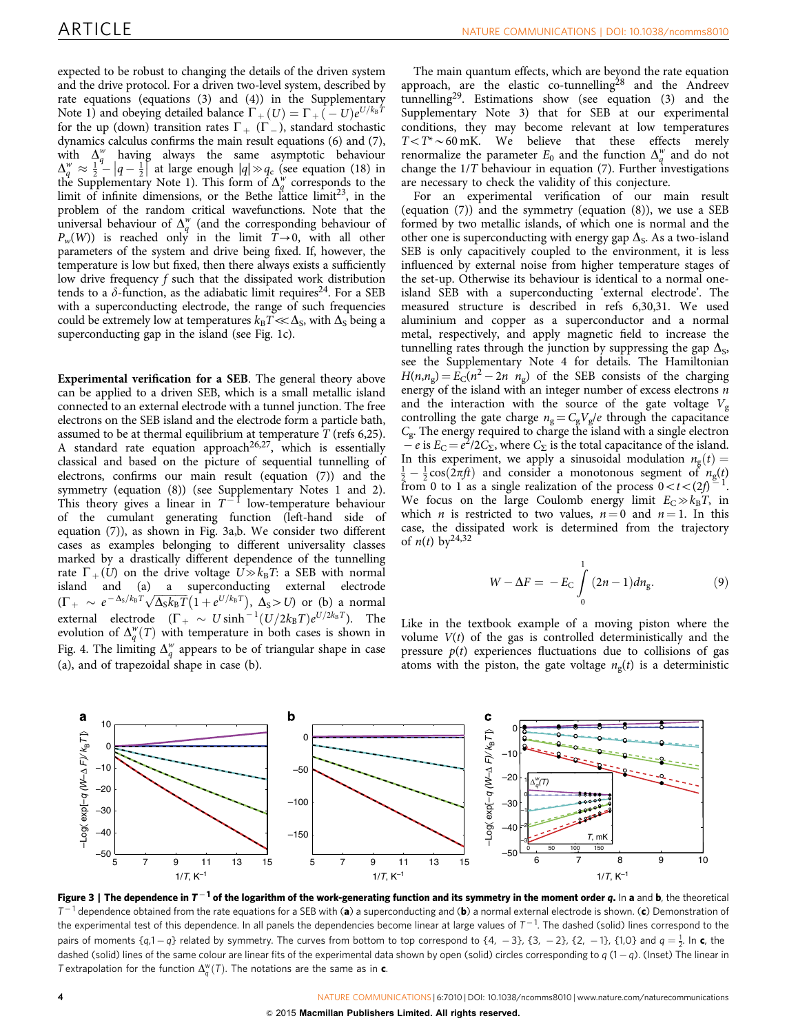expected to be robust to changing the details of the driven system and the drive protocol. For a driven two-level system, described by rate equations (equations (3) and (4)) in the Supplementary Note 1) and obeying detailed balance $\Gamma_+(U) = \Gamma_+(-U)e^{U/k_BT}$ for the up (down) transition rates $\Gamma_+$ ($\Gamma_-$), standard stochastic dynamics calculus confirms the main result equations (6) and (7), with $\Delta_q^w$ having always the same asymptotic behaviour $\Delta_q^w \approx \frac{1}{2} - \left|q - \frac{1}{2}\right|$ at large enough $|q| \gg q_c$ (see equation (18) in the Supplementary Note 1). This form of $\Delta_q^w$ corresponds to the limit of infinite dimensions, or the Bethe lattice limit[23], in the problem of the random critical wavefunctions. Note that the universal behaviour of $\Delta_q^w$ (and the corresponding behaviour of $P_w(W)$) is reached only in the limit $T \to 0$, with all other parameters of the system and drive being fixed. If, however, the temperature is low but fixed, then there always exists a sufficiently low drive frequency $f$ such that the dissipated work distribution tends to a $\delta$-function, as the adiabatic limit requires[24]. For a SEB with a superconducting electrode, the range of such frequencies could be extremely low at temperatures $k_BT \ll \Delta_S$, with $\Delta_S$ being a superconducting gap in the island (see Fig. 1c).

**Experimental verification for a SEB**. The general theory above can be applied to a driven SEB, which is a small metallic island connected to an external electrode with a tunnel junction. The free electrons on the SEB island and the electrode form a particle bath, assumed to be at thermal equilibrium at temperature $T$ (refs 6,25). A standard rate equation approach[26,27], which is essentially classical and based on the picture of sequential tunnelling of electrons, confirms our main result (equation (7)) and the symmetry (equation (8)) (see Supplementary Notes 1 and 2). This theory gives a linear in $T^{-1}$ low-temperature behaviour of the cumulant generating function (left-hand side of equation (7)), as shown in Fig. 3a,b. We consider two different cases as examples belonging to different universality classes marked by a drastically different dependence of the tunnelling rate $\Gamma_+(U)$ on the drive voltage $U \gg k_BT$: a SEB with normal island and (a) a superconducting external electrode ($\Gamma_+ \sim e^{-\Delta_S/k_BT}\sqrt{\Delta_S k_B T}\left(1 + e^{U/k_BT}\right)$, $\Delta_S > U$) or (b) a normal external electrode ($\Gamma_+ \sim U \sinh^{-1}(U/2k_BT)e^{U/2k_BT}$). The evolution of $\Delta_q^w(T)$ with temperature in both cases is shown in Fig. 4. The limiting $\Delta_q^w$ appears to be of triangular shape in case (a), and of trapezoidal shape in case (b).

The main quantum effects, which are beyond the rate equation approach, are the elastic co-tunnelling[28] and the Andreev tunnelling[29]. Estimations show (see equation (3) and the Supplementary Note 3) that for SEB at our experimental conditions, they may become relevant at low temperatures $T < T^* \sim 60$ mK. We believe that these effects merely renormalize the parameter $E_0$ and the function $\Delta_q^w$ and do not change the $1/T$ behaviour in equation (7). Further investigations are necessary to check the validity of this conjecture.

For an experimental verification of our main result (equation (7)) and the symmetry (equation (8)), we use a SEB formed by two metallic islands, of which one is normal and the other one is superconducting with energy gap $\Delta_S$. As a two-island SEB is only capacitively coupled to the environment, it is less influenced by external noise from higher temperature stages of the set-up. Otherwise its behaviour is identical to a normal one-island SEB with a superconducting 'external electrode'. The measured structure is described in refs 6,30,31. We used aluminium and copper as a superconductor and a normal metal, respectively, and apply magnetic field to increase the tunnelling rates through the junction by suppressing the gap $\Delta_S$, see the Supplementary Note 4 for details. The Hamiltonian $H(n, n_g) = E_C(n^2 - 2n\ n_g)$ of the SEB consists of the charging energy of the island with an integer number of excess electrons $n$ and the interaction with the source of the gate voltage $V_g$ controlling the gate charge $n_g = C_g V_g/e$ through the capacitance $C_g$. The energy required to charge the island with a single electron $-e$ is $E_C = e^2/2C_\Sigma$, where $C_\Sigma$ is the total capacitance of the island. In this experiment, we apply a sinusoidal modulation $n_g(t) = \frac{1}{2} - \frac{1}{2}\cos(2\pi f t)$ and consider a monotonous segment of $n_g(t)$ from 0 to 1 as a single realization of the process $0 < t < (2f)^{-1}$. We focus on the large Coulomb energy limit $E_C \gg k_BT$, in which $n$ is restricted to two values, $n = 0$ and $n = 1$. In this case, the dissipated work is determined from the trajectory of $n(t)$ by[24,32]

$$W - \Delta F = -E_C \int_0^1 (2n - 1)\, dn_g. \tag{9}$$

Like in the textbook example of a moving piston where the volume $V(t)$ of the gas is controlled deterministically and the pressure $p(t)$ experiences fluctuations due to collisions of gas atoms with the piston, the gate voltage $n_g(t)$ is a deterministic

**Figure 3 | The dependence in $T^{-1}$ of the logarithm of the work-generating function and its symmetry in the moment order $q$.** In **a** and **b**, the theoretical $T^{-1}$ dependence obtained from the rate equations for a SEB with (**a**) a superconducting and (**b**) a normal external electrode is shown. (**c**) Demonstration of the experimental test of this dependence. In all panels the dependencies become linear at large values of $T^{-1}$. The dashed (solid) lines correspond to the pairs of moments $\{q, 1-q\}$ related by symmetry. The curves from bottom to top correspond to $\{4, -3\}$, $\{3, -2\}$, $\{2, -1\}$, $\{1, 0\}$ and $q = \frac{1}{2}$. In **c**, the dashed (solid) lines of the same colour are linear fits of the experimental data shown by open (solid) circles corresponding to $q$ $(1-q)$. (Inset) The linear in $T$ extrapolation for the function $\Delta_q^w(T)$. The notations are the same as in **c**.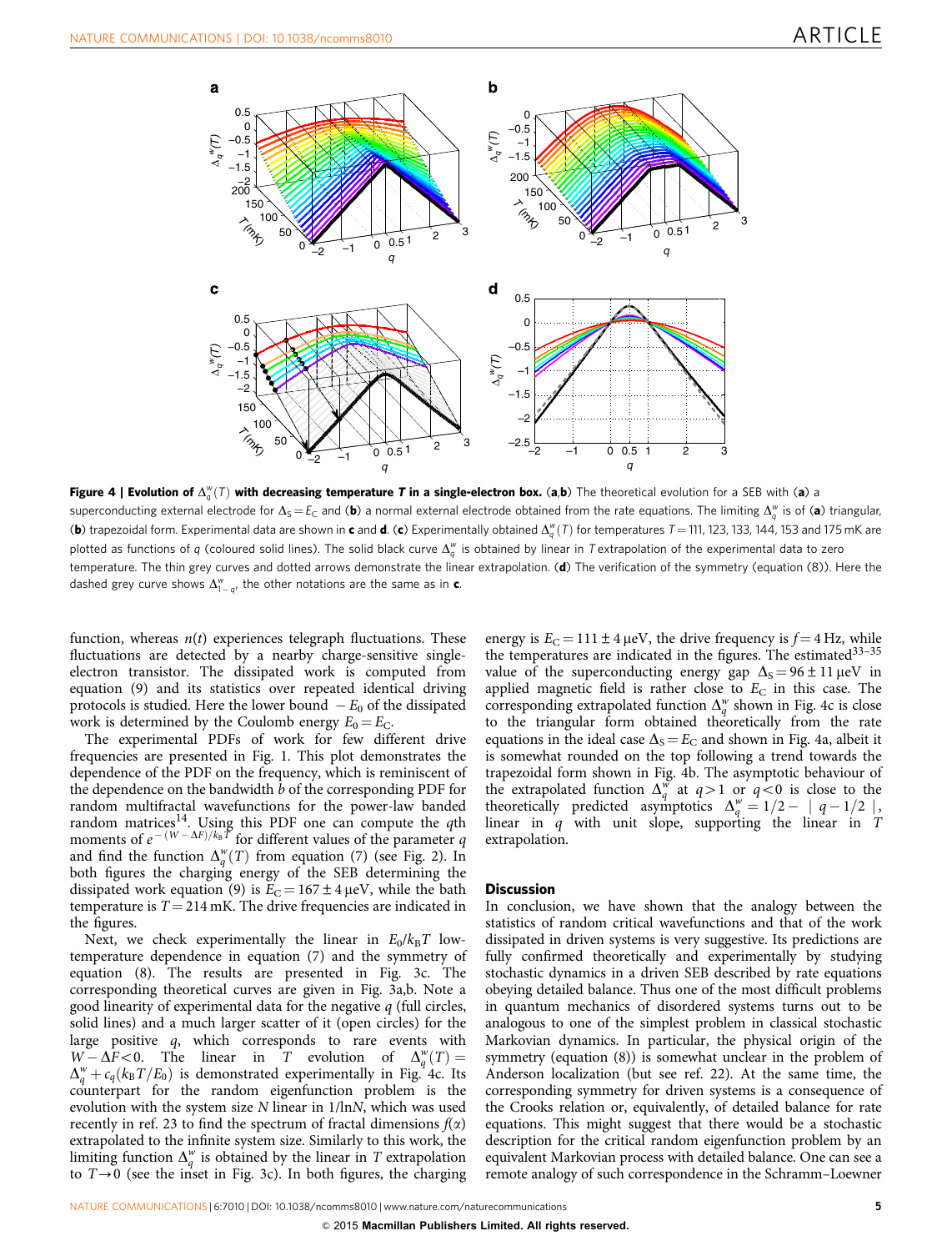**Figure 4 | Evolution of $\Delta_q^w(T)$ with decreasing temperature *T* in a single-electron box.** (**a**,**b**) The theoretical evolution for a SEB with (**a**) a superconducting external electrode for $\Delta_S = E_C$ and (**b**) a normal external electrode obtained from the rate equations. The limiting $\Delta_q^w$ is of (**a**) triangular, (**b**) trapezoidal form. Experimental data are shown in **c** and **d**. (**c**) Experimentally obtained $\Delta_q^w(T)$ for temperatures $T = 111$, 123, 133, 144, 153 and 175 mK are plotted as functions of *q* (coloured solid lines). The solid black curve $\Delta_q^w$ is obtained by linear in *T* extrapolation of the experimental data to zero temperature. The thin grey curves and dotted arrows demonstrate the linear extrapolation. (**d**) The verification of the symmetry (equation (8)). Here the dashed grey curve shows $\Delta_{1-q}^w$, the other notations are the same as in **c**.

function, whereas $n(t)$ experiences telegraph fluctuations. These fluctuations are detected by a nearby charge-sensitive single-electron transistor. The dissipated work is computed from equation (9) and its statistics over repeated identical driving protocols is studied. Here the lower bound $-E_0$ of the dissipated work is determined by the Coulomb energy $E_0 = E_C$.

The experimental PDFs of work for few different drive frequencies are presented in Fig. 1. This plot demonstrates the dependence of the PDF on the frequency, which is reminiscent of the dependence on the bandwidth *b* of the corresponding PDF for random multifractal wavefunctions for the power-law banded random matrices[14]. Using this PDF one can compute the *q*th moments of $e^{-(W-\Delta F)/k_BT}$ for different values of the parameter *q* and find the function $\Delta_q^w(T)$ from equation (7) (see Fig. 2). In both figures the charging energy of the SEB determining the dissipated work equation (9) is $E_C = 167 \pm 4\,\mu$eV, while the bath temperature is $T = 214$ mK. The drive frequencies are indicated in the figures.

Next, we check experimentally the linear in $E_0/k_BT$ low-temperature dependence in equation (7) and the symmetry of equation (8). The results are presented in Fig. 3c. The corresponding theoretical curves are given in Fig. 3a,b. Note a good linearity of experimental data for the negative *q* (full circles, solid lines) and a much larger scatter of it (open circles) for the large positive *q*, which corresponds to rare events with $W - \Delta F < 0$. The linear in *T* evolution of $\Delta_q^w(T) = \Delta_q^w + c_q(k_BT/E_0)$ is demonstrated experimentally in Fig. 4c. Its counterpart for the random eigenfunction problem is the evolution with the system size *N* linear in 1/ln*N*, which was used recently in ref. 23 to find the spectrum of fractal dimensions $f(\alpha)$ extrapolated to the infinite system size. Similarly to this work, the limiting function $\Delta_q^w$ is obtained by the linear in *T* extrapolation to $T \rightarrow 0$ (see the inset in Fig. 3c). In both figures, the charging energy is $E_C = 111 \pm 4\,\mu$eV, the drive frequency is $f = 4$ Hz, while the temperatures are indicated in the figures. The estimated[33–35] value of the superconducting energy gap $\Delta_S = 96 \pm 11\,\mu$eV in applied magnetic field is rather close to $E_C$ in this case. The corresponding extrapolated function $\Delta_q^w$ shown in Fig. 4c is close to the triangular form obtained theoretically from the rate equations in the ideal case $\Delta_S = E_C$ and shown in Fig. 4a, albeit it is somewhat rounded on the top following a trend towards the trapezoidal form shown in Fig. 4b. The asymptotic behaviour of the extrapolated function $\Delta_q^w$ at $q > 1$ or $q < 0$ is close to the theoretically predicted asymptotics $\Delta_q^w = 1/2 - |q - 1/2|$, linear in *q* with unit slope, supporting the linear in *T* extrapolation.

## Discussion

In conclusion, we have shown that the analogy between the statistics of random critical wavefunctions and that of the work dissipated in driven systems is very suggestive. Its predictions are fully confirmed theoretically and experimentally by studying stochastic dynamics in a driven SEB described by rate equations obeying detailed balance. Thus one of the most difficult problems in quantum mechanics of disordered systems turns out to be analogous to one of the simplest problem in classical stochastic Markovian dynamics. In particular, the physical origin of the symmetry (equation (8)) is somewhat unclear in the problem of Anderson localization (but see ref. 22). At the same time, the corresponding symmetry for driven systems is a consequence of the Crooks relation or, equivalently, of detailed balance for rate equations. This might suggest that there would be a stochastic description for the critical random eigenfunction problem by an equivalent Markovian process with detailed balance. One can see a remote analogy of such correspondence in the Schramm–Loewner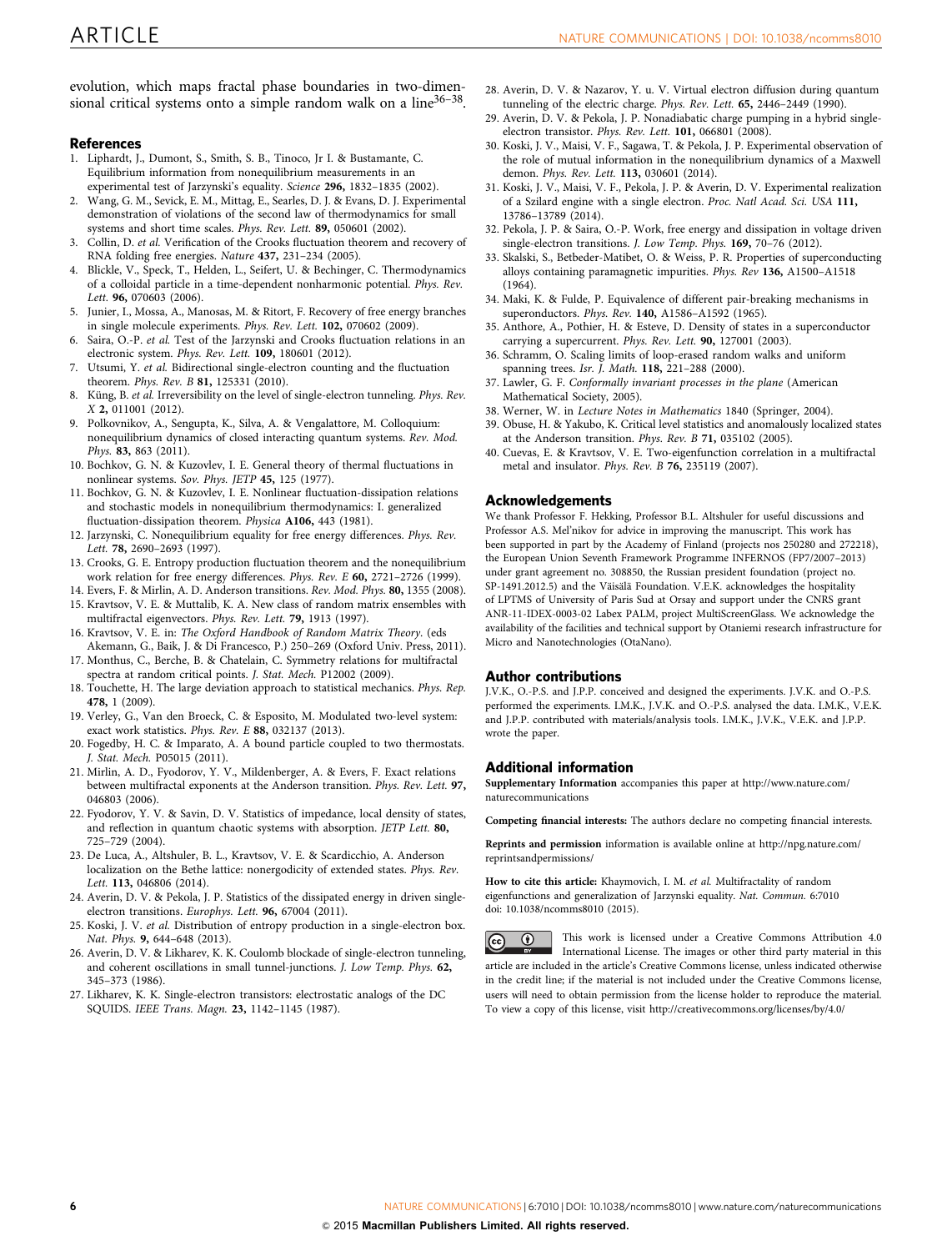evolution, which maps fractal phase boundaries in two-dimensional critical systems onto a simple random walk on a line[36–38].

## References

1. Liphardt, J., Dumont, S., Smith, S. B., Tinoco, Jr I. & Bustamante, C. Equilibrium information from nonequilibrium measurements in an experimental test of Jarzynski's equality. *Science* **296,** 1832–1835 (2002).
2. Wang, G. M., Sevick, E. M., Mittag, E., Searles, D. J. & Evans, D. J. Experimental demonstration of violations of the second law of thermodynamics for small systems and short time scales. *Phys. Rev. Lett.* **89,** 050601 (2002).
3. Collin, D. *et al.* Verification of the Crooks fluctuation theorem and recovery of RNA folding free energies. *Nature* **437,** 231–234 (2005).
4. Blickle, V., Speck, T., Helden, L., Seifert, U. & Bechinger, C. Thermodynamics of a colloidal particle in a time-dependent nonharmonic potential. *Phys. Rev. Lett.* **96,** 070603 (2006).
5. Junier, I., Mossa, A., Manosas, M. & Ritort, F. Recovery of free energy branches in single molecule experiments. *Phys. Rev. Lett.* **102,** 070602 (2009).
6. Saira, O.-P. *et al.* Test of the Jarzynski and Crooks fluctuation relations in an electronic system. *Phys. Rev. Lett.* **109,** 180601 (2012).
7. Utsumi, Y. *et al.* Bidirectional single-electron counting and the fluctuation theorem. *Phys. Rev. B* **81,** 125331 (2010).
8. Küng, B. *et al.* Irreversibility on the level of single-electron tunneling. *Phys. Rev. X* **2,** 011001 (2012).
9. Polkovnikov, A., Sengupta, K., Silva, A. & Vengalattore, M. Colloquium: nonequilibrium dynamics of closed interacting quantum systems. *Rev. Mod. Phys.* **83,** 863 (2011).
10. Bochkov, G. N. & Kuzovlev, I. E. General theory of thermal fluctuations in nonlinear systems. *Sov. Phys. JETP* **45,** 125 (1977).
11. Bochkov, G. N. & Kuzovlev, I. E. Nonlinear fluctuation-dissipation relations and stochastic models in nonequilibrium thermodynamics: I. generalized fluctuation-dissipation theorem. *Physica* **A106,** 443 (1981).
12. Jarzynski, C. Nonequilibrium equality for free energy differences. *Phys. Rev. Lett.* **78,** 2690–2693 (1997).
13. Crooks, G. E. Entropy production fluctuation theorem and the nonequilibrium work relation for free energy differences. *Phys. Rev. E* **60,** 2721–2726 (1999).
14. Evers, F. & Mirlin, A. D. Anderson transitions. *Rev. Mod. Phys.* **80,** 1355 (2008).
15. Kravtsov, V. E. & Muttalib, K. A. New class of random matrix ensembles with multifractal eigenvectors. *Phys. Rev. Lett.* **79,** 1913 (1997).
16. Kravtsov, V. E. in: *The Oxford Handbook of Random Matrix Theory*. (eds Akemann, G., Baik, J. & Di Francesco, P.) 250–269 (Oxford Univ. Press, 2011).
17. Monthus, C., Berche, B. & Chatelain, C. Symmetry relations for multifractal spectra at random critical points. *J. Stat. Mech.* P12002 (2009).
18. Touchette, H. The large deviation approach to statistical mechanics. *Phys. Rep.* **478,** 1 (2009).
19. Verley, G., Van den Broeck, C. & Esposito, M. Modulated two-level system: exact work statistics. *Phys. Rev. E* **88,** 032137 (2013).
20. Fogedby, H. C. & Imparato, A. A bound particle coupled to two thermostats. *J. Stat. Mech.* P05015 (2011).
21. Mirlin, A. D., Fyodorov, Y. V., Mildenberger, A. & Evers, F. Exact relations between multifractal exponents at the Anderson transition. *Phys. Rev. Lett.* **97,** 046803 (2006).
22. Fyodorov, Y. V. & Savin, D. V. Statistics of impedance, local density of states, and reflection in quantum chaotic systems with absorption. *JETP Lett.* **80,** 725–729 (2004).
23. De Luca, A., Altshuler, B. L., Kravtsov, V. E. & Scardicchio, A. Anderson localization on the Bethe lattice: nonergodicity of extended states. *Phys. Rev. Lett.* **113,** 046806 (2014).
24. Averin, D. V. & Pekola, J. P. Statistics of the dissipated energy in driven single-electron transitions. *Europhys. Lett.* **96,** 67004 (2011).
25. Koski, J. V. *et al.* Distribution of entropy production in a single-electron box. *Nat. Phys.* **9,** 644–648 (2013).
26. Averin, D. V. & Likharev, K. K. Coulomb blockade of single-electron tunneling, and coherent oscillations in small tunnel-junctions. *J. Low Temp. Phys.* **62,** 345–373 (1986).
27. Likharev, K. K. Single-electron transistors: electrostatic analogs of the DC SQUIDS. *IEEE Trans. Magn.* **23,** 1142–1145 (1987).
28. Averin, D. V. & Nazarov, Y. u. V. Virtual electron diffusion during quantum tunneling of the electric charge. *Phys. Rev. Lett.* **65,** 2446–2449 (1990).
29. Averin, D. V. & Pekola, J. P. Nonadiabatic charge pumping in a hybrid single-electron transistor. *Phys. Rev. Lett.* **101,** 066801 (2008).
30. Koski, J. V., Maisi, V. F., Sagawa, T. & Pekola, J. P. Experimental observation of the role of mutual information in the nonequilibrium dynamics of a Maxwell demon. *Phys. Rev. Lett.* **113,** 030601 (2014).
31. Koski, J. V., Maisi, V. F., Pekola, J. P. & Averin, D. V. Experimental realization of a Szilard engine with a single electron. *Proc. Natl Acad. Sci. USA* **111,** 13786–13789 (2014).
32. Pekola, J. P. & Saira, O.-P. Work, free energy and dissipation in voltage driven single-electron transitions. *J. Low Temp. Phys.* **169,** 70–76 (2012).
33. Skalski, S., Betbeder-Matibet, O. & Weiss, P. R. Properties of superconducting alloys containing paramagnetic impurities. *Phys. Rev* **136,** A1500–A1518 (1964).
34. Maki, K. & Fulde, P. Equivalence of different pair-breaking mechanisms in superconductors. *Phys. Rev.* **140,** A1586–A1592 (1965).
35. Anthore, A., Pothier, H. & Esteve, D. Density of states in a superconductor carrying a supercurrent. *Phys. Rev. Lett.* **90,** 127001 (2003).
36. Schramm, O. Scaling limits of loop-erased random walks and uniform spanning trees. *Isr. J. Math.* **118,** 221–288 (2000).
37. Lawler, G. F. *Conformally invariant processes in the plane* (American Mathematical Society, 2005).
38. Werner, W. in *Lecture Notes in Mathematics* 1840 (Springer, 2004).
39. Obuse, H. & Yakubo, K. Critical level statistics and anomalously localized states at the Anderson transition. *Phys. Rev. B* **71,** 035102 (2005).
40. Cuevas, E. & Kravtsov, V. E. Two-eigenfunction correlation in a multifractal metal and insulator. *Phys. Rev. B* **76,** 235119 (2007).

## Acknowledgements

We thank Professor F. Hekking, Professor B.L. Altshuler for useful discussions and Professor A.S. Mel'nikov for advice in improving the manuscript. This work has been supported in part by the Academy of Finland (projects nos 250280 and 272218), the European Union Seventh Framework Programme INFERNOS (FP7/2007–2013) under grant agreement no. 308850, the Russian president foundation (project no. SP-1491.2012.5) and the Väisälä Foundation. V.E.K. acknowledges the hospitality of LPTMS of University of Paris Sud at Orsay and support under the CNRS grant ANR-11-IDEX-0003-02 Labex PALM, project MultiScreenGlass. We acknowledge the availability of the facilities and technical support by Otaniemi research infrastructure for Micro and Nanotechnologies (OtaNano).

## Author contributions

J.V.K., O.-P.S. and J.P.P. conceived and designed the experiments. J.V.K. and O.-P.S. performed the experiments. I.M.K., J.V.K. and O.-P.S. analysed the data. I.M.K., V.E.K. and J.P.P. contributed with materials/analysis tools. I.M.K., J.V.K., V.E.K. and J.P.P. wrote the paper.

## Additional information

**Supplementary Information** accompanies this paper at http://www.nature.com/naturecommunications

**Competing financial interests:** The authors declare no competing financial interests.

**Reprints and permission** information is available online at http://npg.nature.com/reprintsandpermissions/

**How to cite this article:** Khaymovich, I. M. *et al.* Multifractality of random eigenfunctions and generalization of Jarzynski equality. *Nat. Commun.* 6:7010 doi: 10.1038/ncomms8010 (2015).

This work is licensed under a Creative Commons Attribution 4.0 International License. The images or other third party material in this article are included in the article's Creative Commons license, unless indicated otherwise in the credit line; if the material is not included under the Creative Commons license, users will need to obtain permission from the license holder to reproduce the material. To view a copy of this license, visit http://creativecommons.org/licenses/by/4.0/